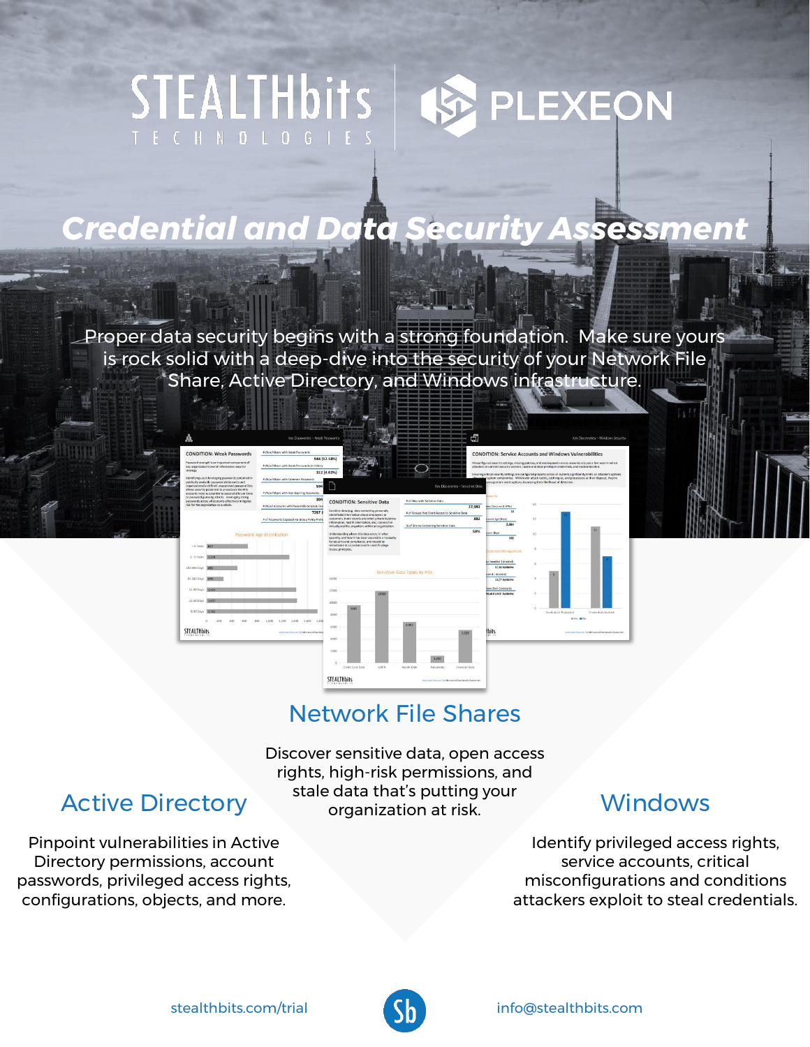STEALTHbits TECHNOLOGIES | PLEXEON

# Credential and Data Security Assessment

Proper data security begins with a strong foundation. Make sure yours is rock solid with a deep-dive into the security of your Network File Share, Active Directory, and Windows infrastructure.

## Network File Shares

Discover sensitive data, open access rights, high-risk permissions, and stale data that's putting your organization at risk.

## Active Directory

Pinpoint vulnerabilities in Active Directory permissions, account passwords, privileged access rights, configurations, objects, and more.

## Windows

Identify privileged access rights, service accounts, critical misconfigurations and conditions attackers exploit to steal credentials.

stealthbits.com/trial

info@stealthbits.com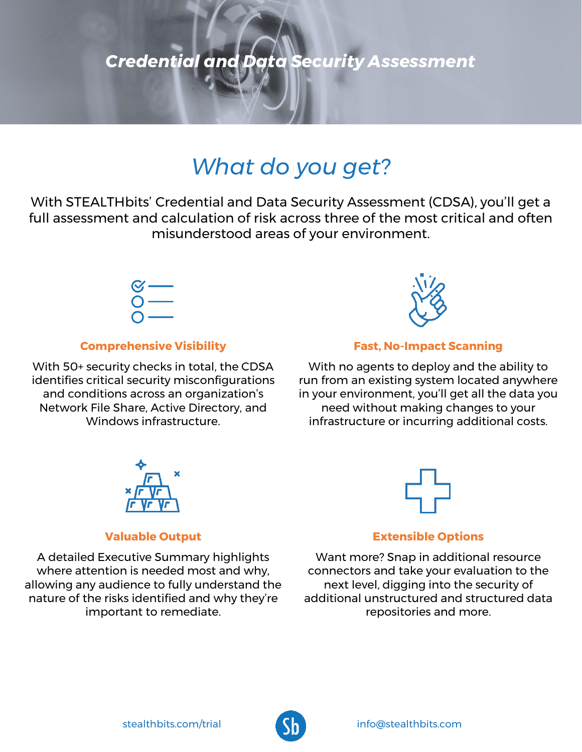# *Credential and Data Security Assessment*

## *What do you get?*

With STEALTHbits' Credential and Data Security Assessment (CDSA), you'll get a full assessment and calculation of risk across three of the most critical and often misunderstood areas of your environment.

### Comprehensive Visibility

With 50+ security checks in total, the CDSA identifies critical security misconfigurations and conditions across an organization's Network File Share, Active Directory, and Windows infrastructure.

### Fast, No-Impact Scanning

With no agents to deploy and the ability to run from an existing system located anywhere in your environment, you'll get all the data you need without making changes to your infrastructure or incurring additional costs.

### Valuable Output

A detailed Executive Summary highlights where attention is needed most and why, allowing any audience to fully understand the nature of the risks identified and why they're important to remediate.

### Extensible Options

Want more? Snap in additional resource connectors and take your evaluation to the next level, digging into the security of additional unstructured and structured data repositories and more.

stealthbits.com/trial

info@stealthbits.com